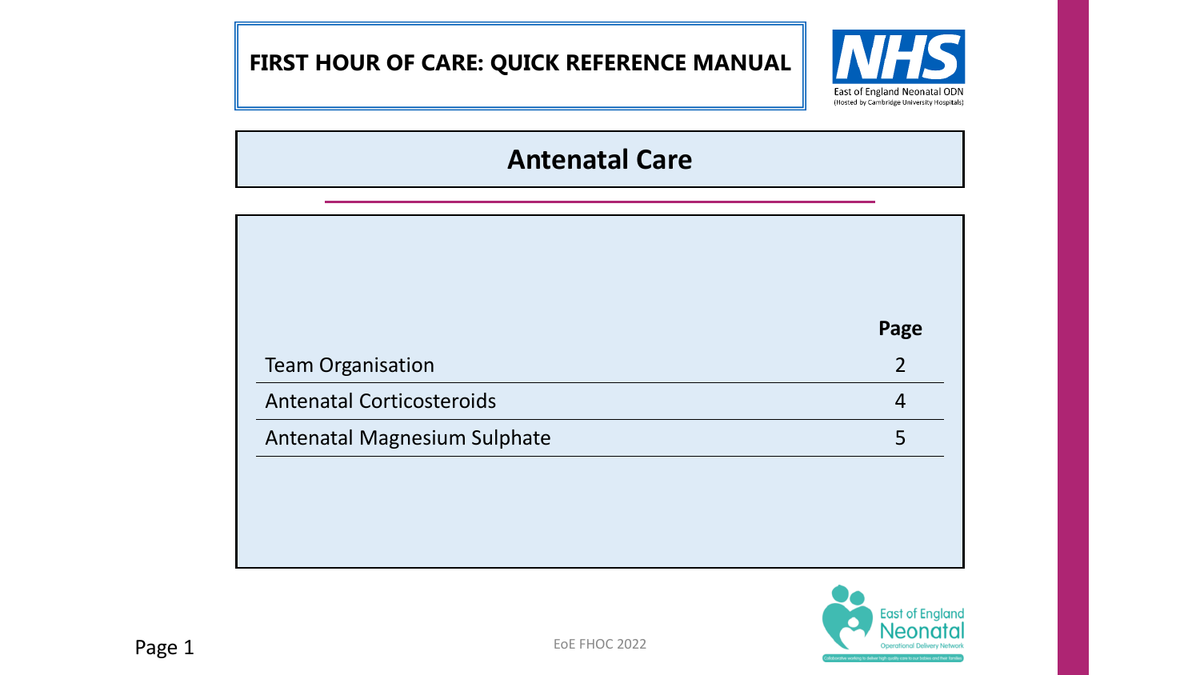# FIRST HOUR OF CARE: QUICK REFERENCE MANUAL

East of England Neonatal ODN
(Hosted by Cambridge University Hospitals)

## Antenatal Care

| | Page |
|---|---|
| Team Organisation | 2 |
| Antenatal Corticosteroids | 4 |
| Antenatal Magnesium Sulphate | 5 |

EoE FHOC 2022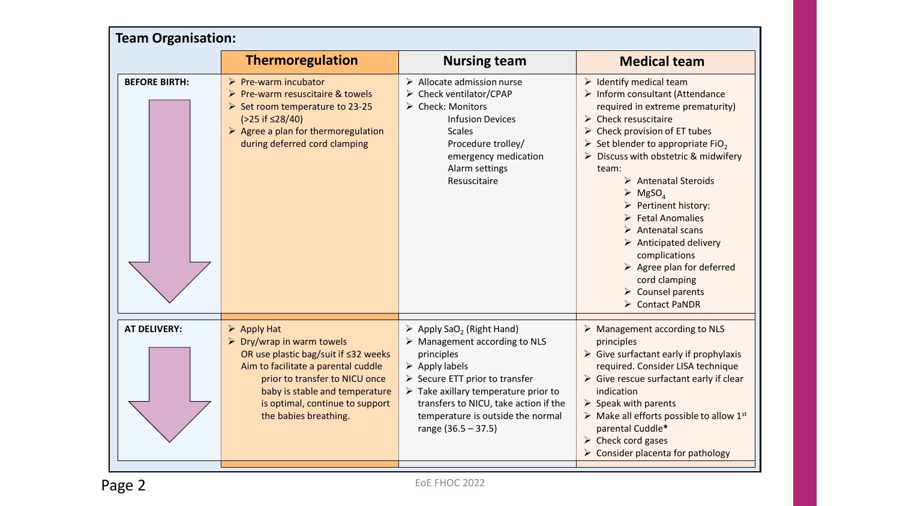## Team Organisation:

| | Thermoregulation | Nursing team | Medical team |
|---|---|---|---|
| **BEFORE BIRTH:** | ➢ Pre-warm incubator<br>➢ Pre-warm resuscitaire & towels<br>➢ Set room temperature to 23-25 (>25 if ≤28/40)<br>➢ Agree a plan for thermoregulation during deferred cord clamping | ➢ Allocate admission nurse<br>➢ Check ventilator/CPAP<br>➢ Check: Monitors<br>Infusion Devices<br>Scales<br>Procedure trolley/ emergency medication<br>Alarm settings<br>Resuscitaire | ➢ Identify medical team<br>➢ Inform consultant (Attendance required in extreme prematurity)<br>➢ Check resuscitaire<br>➢ Check provision of ET tubes<br>➢ Set blender to appropriate $FiO_2$<br>➢ Discuss with obstetric & midwifery team:<br>➢ Antenatal Steroids<br>➢ $MgSO_4$<br>➢ Pertinent history:<br>➢ Fetal Anomalies<br>➢ Antenatal scans<br>➢ Anticipated delivery complications<br>➢ Agree plan for deferred cord clamping<br>➢ Counsel parents<br>➢ Contact PaNDR |
| **AT DELIVERY:** | ➢ Apply Hat<br>➢ Dry/wrap in warm towels OR use plastic bag/suit if ≤32 weeks Aim to facilitate a parental cuddle prior to transfer to NICU once baby is stable and temperature is optimal, continue to support the babies breathing. | ➢ Apply $SaO_2$ (Right Hand)<br>➢ Management according to NLS principles<br>➢ Apply labels<br>➢ Secure ETT prior to transfer<br>➢ Take axillary temperature prior to transfers to NICU, take action if the temperature is outside the normal range (36.5 – 37.5) | ➢ Management according to NLS principles<br>➢ Give surfactant early if prophylaxis required. Consider LISA technique<br>➢ Give rescue surfactant early if clear indication<br>➢ Speak with parents<br>➢ Make all efforts possible to allow 1st parental Cuddle*<br>➢ Check cord gases<br>➢ Consider placenta for pathology |

EoE FHOC 2022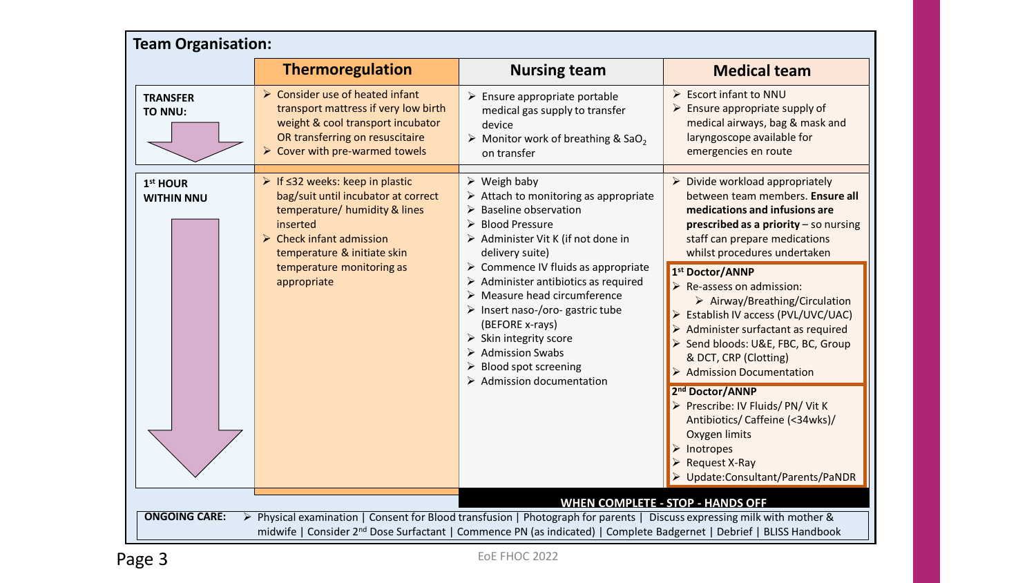## Team Organisation:

| | Thermoregulation | Nursing team | Medical team |
|---|---|---|---|
| **TRANSFER TO NNU:** | ➢ Consider use of heated infant transport mattress if very low birth weight & cool transport incubator OR transferring on resuscitaire<br>➢ Cover with pre-warmed towels | ➢ Ensure appropriate portable medical gas supply to transfer device<br>➢ Monitor work of breathing & $SaO_2$ on transfer | ➢ Escort infant to NNU<br>➢ Ensure appropriate supply of medical airways, bag & mask and laryngoscope available for emergencies en route |
| **1st HOUR WITHIN NNU** | ➢ If ≤32 weeks: keep in plastic bag/suit until incubator at correct temperature/ humidity & lines inserted<br>➢ Check infant admission temperature & initiate skin temperature monitoring as appropriate | ➢ Weigh baby<br>➢ Attach to monitoring as appropriate<br>➢ Baseline observation<br>➢ Blood Pressure<br>➢ Administer Vit K (if not done in delivery suite)<br>➢ Commence IV fluids as appropriate<br>➢ Administer antibiotics as required<br>➢ Measure head circumference<br>➢ Insert naso-/oro- gastric tube (BEFORE x-rays)<br>➢ Skin integrity score<br>➢ Admission Swabs<br>➢ Blood spot screening<br>➢ Admission documentation | ➢ Divide workload appropriately between team members. **Ensure all medications and infusions are prescribed as a priority** – so nursing staff can prepare medications whilst procedures undertaken<br><br>**1st Doctor/ANNP**<br>➢ Re-assess on admission:<br>  ➢ Airway/Breathing/Circulation<br>➢ Establish IV access (PVL/UVC/UAC)<br>➢ Administer surfactant as required<br>➢ Send bloods: U&E, FBC, BC, Group & DCT, CRP (Clotting)<br>➢ Admission Documentation<br><br>**2nd Doctor/ANNP**<br>➢ Prescribe: IV Fluids/ PN/ Vit K Antibiotics/ Caffeine (<34wks)/ Oxygen limits<br>➢ Inotropes<br>➢ Request X-Ray<br>➢ Update:Consultant/Parents/PaNDR |
| | | **WHEN COMPLETE - STOP - HANDS OFF** | |

**ONGOING CARE:** ➢ Physical examination | Consent for Blood transfusion | Photograph for parents | Discuss expressing milk with mother & midwife | Consider 2nd Dose Surfactant | Commence PN (as indicated) | Complete Badgernet | Debrief | BLISS Handbook

EoE FHOC 2022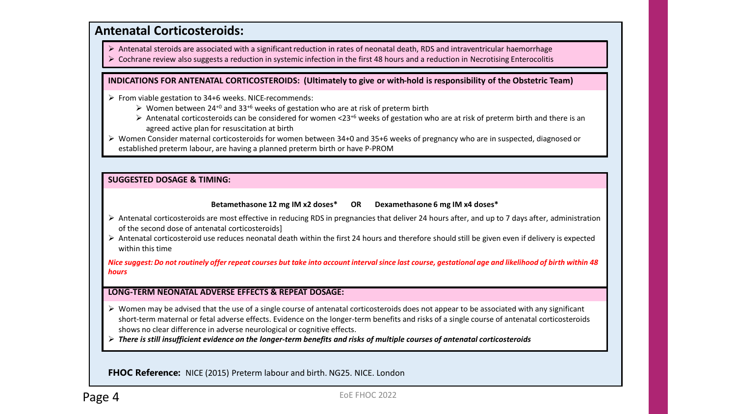## Antenatal Corticosteroids:

- Antenatal steroids are associated with a significant reduction in rates of neonatal death, RDS and intraventricular haemorrhage
- Cochrane review also suggests a reduction in systemic infection in the first 48 hours and a reduction in Necrotising Enterocolitis

### INDICATIONS FOR ANTENATAL CORTICOSTEROIDS: (Ultimately to give or with-hold is responsibility of the Obstetric Team)

- From viable gestation to 34+6 weeks. NICE-recommends:
  - Women between $24^{+0}$ and $33^{+6}$ weeks of gestation who are at risk of preterm birth
  - Antenatal corticosteroids can be considered for women $<23^{+6}$ weeks of gestation who are at risk of preterm birth and there is an agreed active plan for resuscitation at birth
- Women Consider maternal corticosteroids for women between 34+0 and 35+6 weeks of pregnancy who are in suspected, diagnosed or established preterm labour, are having a planned preterm birth or have P-PROM

### SUGGESTED DOSAGE & TIMING:

**Betamethasone 12 mg IM x2 doses\*  OR  Dexamethasone 6 mg IM x4 doses\***

- Antenatal corticosteroids are most effective in reducing RDS in pregnancies that deliver 24 hours after, and up to 7 days after, administration of the second dose of antenatal corticosteroids]
- Antenatal corticosteroid use reduces neonatal death within the first 24 hours and therefore should still be given even if delivery is expected within this time

***Nice suggest: Do not routinely offer repeat courses but take into account interval since last course, gestational age and likelihood of birth within 48 hours***

### LONG-TERM NEONATAL ADVERSE EFFECTS & REPEAT DOSAGE:

- Women may be advised that the use of a single course of antenatal corticosteroids does not appear to be associated with any significant short-term maternal or fetal adverse effects. Evidence on the longer-term benefits and risks of a single course of antenatal corticosteroids shows no clear difference in adverse neurological or cognitive effects.
- ***There is still insufficient evidence on the longer-term benefits and risks of multiple courses of antenatal corticosteroids***

**FHOC Reference:** NICE (2015) Preterm labour and birth. NG25. NICE. London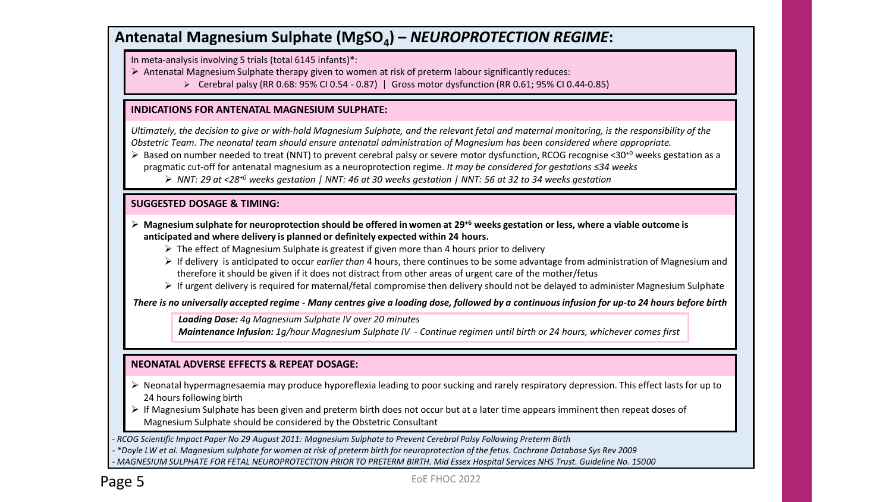# Antenatal Magnesium Sulphate ($MgSO_4$) – *NEUROPROTECTION REGIME*:

In meta-analysis involving 5 trials (total 6145 infants)*:

- Antenatal Magnesium Sulphate therapy given to women at risk of preterm labour significantly reduces:
  - Cerebral palsy (RR 0.68: 95% CI 0.54 - 0.87) | Gross motor dysfunction (RR 0.61; 95% CI 0.44-0.85)

## INDICATIONS FOR ANTENATAL MAGNESIUM SULPHATE:

*Ultimately, the decision to give or with-hold Magnesium Sulphate, and the relevant fetal and maternal monitoring, is the responsibility of the Obstetric Team. The neonatal team should ensure antenatal administration of Magnesium has been considered where appropriate.*

- Based on number needed to treat (NNT) to prevent cerebral palsy or severe motor dysfunction, RCOG recognise $<30^{+0}$ weeks gestation as a pragmatic cut-off for antenatal magnesium as a neuroprotection regime. *It may be considered for gestations ≤34 weeks*
  - *NNT: 29 at $<28^{+0}$ weeks gestation | NNT: 46 at 30 weeks gestation | NNT: 56 at 32 to 34 weeks gestation*

## SUGGESTED DOSAGE & TIMING:

- **Magnesium sulphate for neuroprotection should be offered in women at $29^{+6}$ weeks gestation or less, where a viable outcome is anticipated and where delivery is planned or definitely expected within 24 hours.**
  - The effect of Magnesium Sulphate is greatest if given more than 4 hours prior to delivery
  - If delivery is anticipated to occur *earlier than* 4 hours, there continues to be some advantage from administration of Magnesium and therefore it should be given if it does not distract from other areas of urgent care of the mother/fetus
  - If urgent delivery is required for maternal/fetal compromise then delivery should not be delayed to administer Magnesium Sulphate

***There is no universally accepted regime - Many centres give a loading dose, followed by a continuous infusion for up-to 24 hours before birth***

***Loading Dose:*** *4g Magnesium Sulphate IV over 20 minutes*
***Maintenance Infusion:*** *1g/hour Magnesium Sulphate IV - Continue regimen until birth or 24 hours, whichever comes first*

## NEONATAL ADVERSE EFFECTS & REPEAT DOSAGE:

- Neonatal hypermagnesaemia may produce hyporeflexia leading to poor sucking and rarely respiratory depression. This effect lasts for up to 24 hours following birth
- If Magnesium Sulphate has been given and preterm birth does not occur but at a later time appears imminent then repeat doses of Magnesium Sulphate should be considered by the Obstetric Consultant

*- RCOG Scientific Impact Paper No 29 August 2011: Magnesium Sulphate to Prevent Cerebral Palsy Following Preterm Birth*
*- *Doyle LW et al. Magnesium sulphate for women at risk of preterm birth for neuroprotection of the fetus. Cochrane Database Sys Rev 2009*
*- MAGNESIUM SULPHATE FOR FETAL NEUROPROTECTION PRIOR TO PRETERM BIRTH. Mid Essex Hospital Services NHS Trust. Guideline No. 15000*